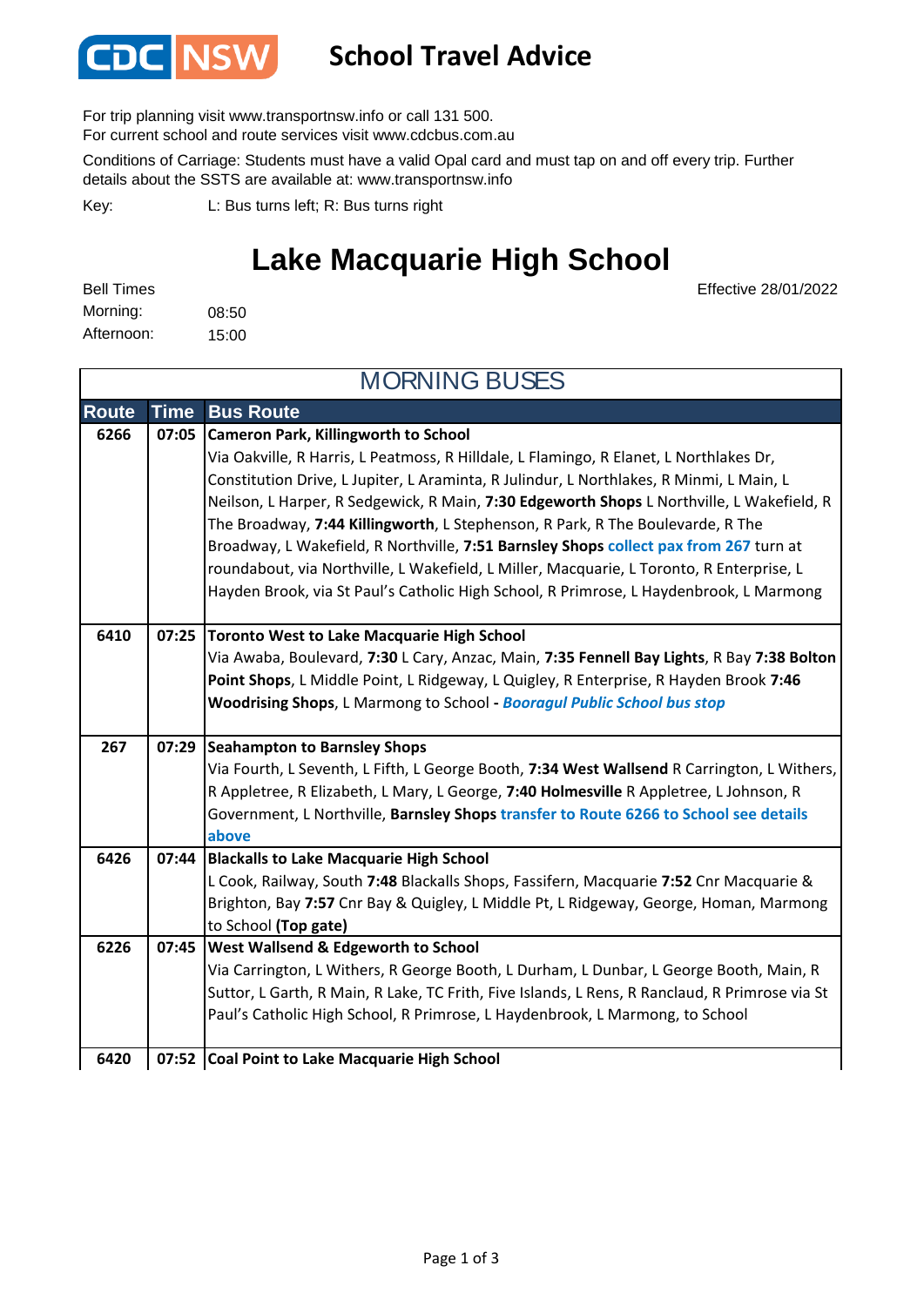# CDC NSW School Travel Advice

For trip planning visit www.transportnsw.info or call 131 500.
For current school and route services visit www.cdcbus.com.au

Conditions of Carriage: Students must have a valid Opal card and must tap on and off every trip. Further details about the SSTS are available at: www.transportnsw.info

Key: L: Bus turns left; R: Bus turns right

# Lake Macquarie High School

Effective 28/01/2022

Bell Times
Morning: 08:50
Afternoon: 15:00

## MORNING BUSES

| Route | Time | Bus Route |
|---|---|---|
| 6266 | 07:05 | **Cameron Park, Killingworth to School**<br>Via Oakville, R Harris, L Peatmoss, R Hilldale, L Flamingo, R Elanet, L Northlakes Dr, Constitution Drive, L Jupiter, L Araminta, R Julindur, L Northlakes, R Minmi, L Main, L Neilson, L Harper, R Sedgewick, R Main, **7:30 Edgeworth Shops** L Northville, L Wakefield, R The Broadway, **7:44 Killingworth**, L Stephenson, R Park, R The Boulevarde, R The Broadway, L Wakefield, R Northville, **7:51 Barnsley Shops** **collect pax from 267** turn at roundabout, via Northville, L Wakefield, L Miller, Macquarie, L Toronto, R Enterprise, L Hayden Brook, via St Paul's Catholic High School, R Primrose, L Haydenbrook, L Marmong |
| 6410 | 07:25 | **Toronto West to Lake Macquarie High School**<br>Via Awaba, Boulevard, **7:30** L Cary, Anzac, Main, **7:35 Fennell Bay Lights**, R Bay **7:38 Bolton Point Shops**, L Middle Point, L Ridgeway, L Quigley, R Enterprise, R Hayden Brook **7:46 Woodrising Shops**, L Marmong to School **-** ***Booragul Public School bus stop*** |
| 267 | 07:29 | **Seahampton to Barnsley Shops**<br>Via Fourth, L Seventh, L Fifth, L George Booth, **7:34 West Wallsend** R Carrington, L Withers, R Appletree, R Elizabeth, L Mary, L George, **7:40 Holmesville** R Appletree, L Johnson, R Government, L Northville, **Barnsley Shops** **transfer to Route 6266 to School see details above** |
| 6426 | 07:44 | **Blackalls to Lake Macquarie High School**<br>L Cook, Railway, South **7:48** Blackalls Shops, Fassifern, Macquarie **7:52** Cnr Macquarie & Brighton, Bay **7:57** Cnr Bay & Quigley, L Middle Pt, L Ridgeway, George, Homan, Marmong to School **(Top gate)** |
| 6226 | 07:45 | **West Wallsend & Edgeworth to School**<br>Via Carrington, L Withers, R George Booth, L Durham, L Dunbar, L George Booth, Main, R Suttor, L Garth, R Main, R Lake, TC Frith, Five Islands, L Rens, R Ranclaud, R Primrose via St Paul's Catholic High School, R Primrose, L Haydenbrook, L Marmong, to School |
| 6420 | 07:52 | **Coal Point to Lake Macquarie High School** |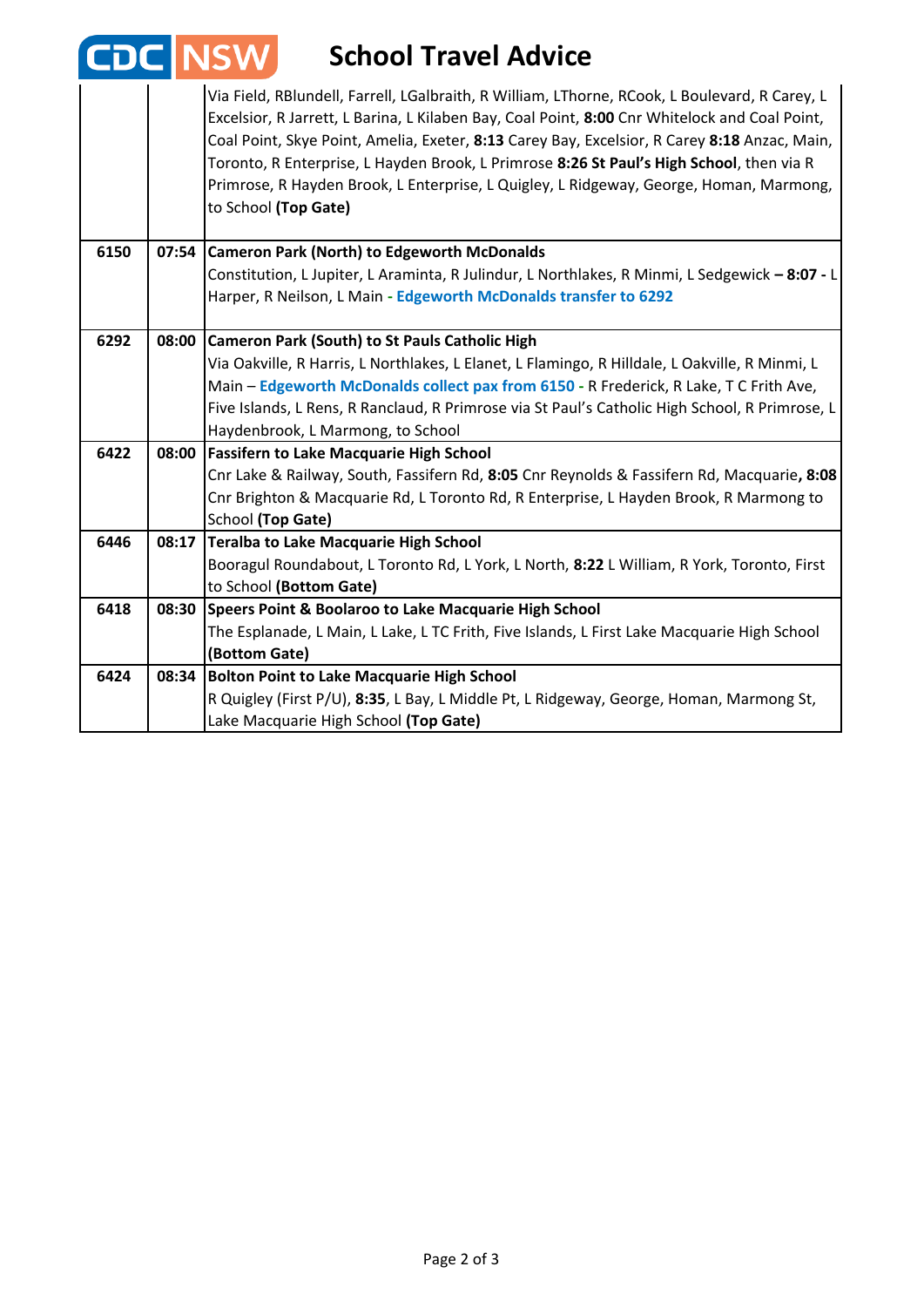# School Travel Advice

| | | |
|---|---|---|
| | | Via Field, RBlundell, Farrell, LGalbraith, R William, LThorne, RCook, L Boulevard, R Carey, L Excelsior, R Jarrett, L Barina, L Kilaben Bay, Coal Point, **8:00** Cnr Whitelock and Coal Point, Coal Point, Skye Point, Amelia, Exeter, **8:13** Carey Bay, Excelsior, R Carey **8:18** Anzac, Main, Toronto, R Enterprise, L Hayden Brook, L Primrose **8:26 St Paul's High School**, then via R Primrose, R Hayden Brook, L Enterprise, L Quigley, L Ridgeway, George, Homan, Marmong, to School **(Top Gate)** |
| **6150** | **07:54** | **Cameron Park (North) to Edgeworth McDonalds** Constitution, L Jupiter, L Araminta, R Julindur, L Northlakes, R Minmi, L Sedgewick **– 8:07 -** L Harper, R Neilson, L Main - **Edgeworth McDonalds transfer to 6292** |
| **6292** | **08:00** | **Cameron Park (South) to St Pauls Catholic High** Via Oakville, R Harris, L Northlakes, L Elanet, L Flamingo, R Hilldale, L Oakville, R Minmi, L Main – **Edgeworth McDonalds collect pax from 6150** - R Frederick, R Lake, T C Frith Ave, Five Islands, L Rens, R Ranclaud, R Primrose via St Paul's Catholic High School, R Primrose, L Haydenbrook, L Marmong, to School |
| **6422** | **08:00** | **Fassifern to Lake Macquarie High School** Cnr Lake & Railway, South, Fassifern Rd, **8:05** Cnr Reynolds & Fassifern Rd, Macquarie**, 8:08** Cnr Brighton & Macquarie Rd, L Toronto Rd, R Enterprise, L Hayden Brook, R Marmong to School **(Top Gate)** |
| **6446** | **08:17** | **Teralba to Lake Macquarie High School** Booragul Roundabout, L Toronto Rd, L York, L North, **8:22** L William, R York, Toronto, First to School **(Bottom Gate)** |
| **6418** | **08:30** | **Speers Point & Boolaroo to Lake Macquarie High School** The Esplanade, L Main, L Lake, L TC Frith, Five Islands, L First Lake Macquarie High School **(Bottom Gate)** |
| **6424** | **08:34** | **Bolton Point to Lake Macquarie High School** R Quigley (First P/U), **8:35**, L Bay, L Middle Pt, L Ridgeway, George, Homan, Marmong St, Lake Macquarie High School **(Top Gate)** |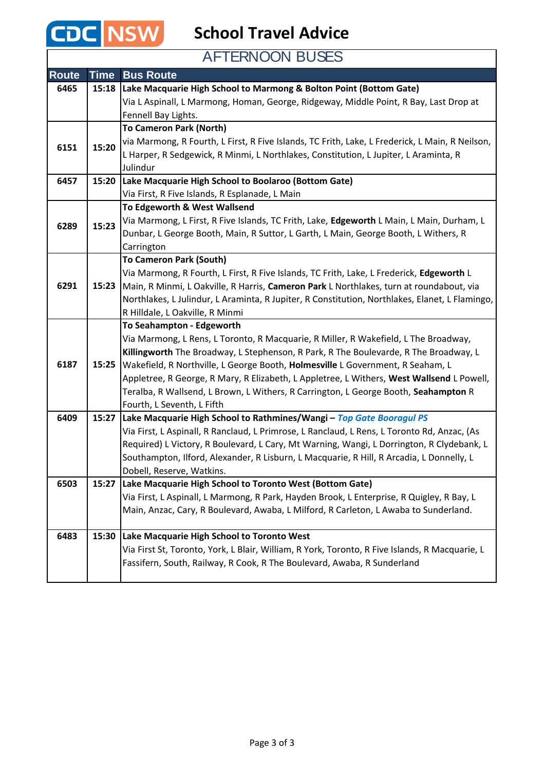# CDC NSW School Travel Advice

## AFTERNOON BUSES

| Route | Time | Bus Route |
|---|---|---|
| 6465 | 15:18 | **Lake Macquarie High School to Marmong & Bolton Point (Bottom Gate)** Via L Aspinall, L Marmong, Homan, George, Ridgeway, Middle Point, R Bay, Last Drop at Fennell Bay Lights. |
| 6151 | 15:20 | **To Cameron Park (North)** via Marmong, R Fourth, L First, R Five Islands, TC Frith, Lake, L Frederick, L Main, R Neilson, L Harper, R Sedgewick, R Minmi, L Northlakes, Constitution, L Jupiter, L Araminta, R Julindur |
| 6457 | 15:20 | **Lake Macquarie High School to Boolaroo (Bottom Gate)** Via First, R Five Islands, R Esplanade, L Main |
| 6289 | 15:23 | **To Edgeworth & West Wallsend** Via Marmong, L First, R Five Islands, TC Frith, Lake, **Edgeworth** L Main, L Main, Durham, L Dunbar, L George Booth, Main, R Suttor, L Garth, L Main, George Booth, L Withers, R Carrington |
| 6291 | 15:23 | **To Cameron Park (South)** Via Marmong, R Fourth, L First, R Five Islands, TC Frith, Lake, L Frederick, **Edgeworth** L Main, R Minmi, L Oakville, R Harris, **Cameron Park** L Northlakes, turn at roundabout, via Northlakes, L Julindur, L Araminta, R Jupiter, R Constitution, Northlakes, Elanet, L Flamingo, R Hilldale, L Oakville, R Minmi |
| 6187 | 15:25 | **To Seahampton - Edgeworth** Via Marmong, L Rens, L Toronto, R Macquarie, R Miller, R Wakefield, L The Broadway, **Killingworth** The Broadway, L Stephenson, R Park, R The Boulevarde, R The Broadway, L Wakefield, R Northville, L George Booth, **Holmesville** L Government, R Seaham, L Appletree, R George, R Mary, R Elizabeth, L Appletree, L Withers, **West Wallsend** L Powell, Teralba, R Wallsend, L Brown, L Withers, R Carrington, L George Booth, **Seahampton** R Fourth, L Seventh, L Fifth |
| 6409 | 15:27 | **Lake Macquarie High School to Rathmines/Wangi –** ***Top Gate Booragul PS*** Via First, L Aspinall, R Ranclaud, L Primrose, L Ranclaud, L Rens, L Toronto Rd, Anzac, (As Required) L Victory, R Boulevard, L Cary, Mt Warning, Wangi, L Dorrington, R Clydebank, L Southampton, Ilford, Alexander, R Lisburn, L Macquarie, R Hill, R Arcadia, L Donnelly, L Dobell, Reserve, Watkins. |
| 6503 | 15:27 | **Lake Macquarie High School to Toronto West (Bottom Gate)** Via First, L Aspinall, L Marmong, R Park, Hayden Brook, L Enterprise, R Quigley, R Bay, L Main, Anzac, Cary, R Boulevard, Awaba, L Milford, R Carleton, L Awaba to Sunderland. |
| 6483 | 15:30 | **Lake Macquarie High School to Toronto West** Via First St, Toronto, York, L Blair, William, R York, Toronto, R Five Islands, R Macquarie, L Fassifern, South, Railway, R Cook, R The Boulevard, Awaba, R Sunderland |